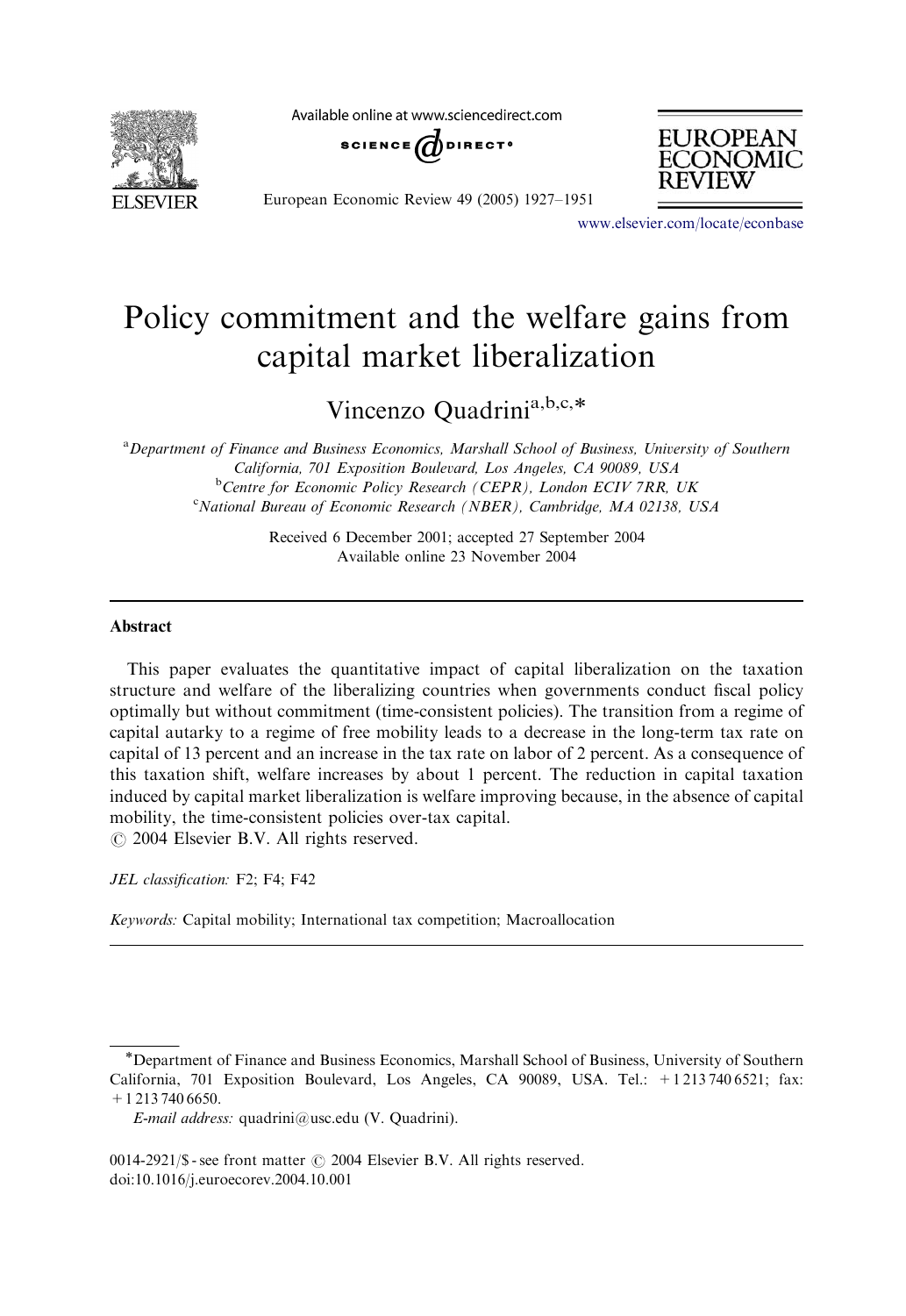# Policy commitment and the welfare gains from capital market liberalization

Vincenzo Quadrini[a,b,c,*]

[a]Department of Finance and Business Economics, Marshall School of Business, University of Southern California, 701 Exposition Boulevard, Los Angeles, CA 90089, USA
[b]Centre for Economic Policy Research (CEPR), London ECIV 7RR, UK
[c]National Bureau of Economic Research (NBER), Cambridge, MA 02138, USA

Received 6 December 2001; accepted 27 September 2004
Available online 23 November 2004

## Abstract

This paper evaluates the quantitative impact of capital liberalization on the taxation structure and welfare of the liberalizing countries when governments conduct fiscal policy optimally but without commitment (time-consistent policies). The transition from a regime of capital autarky to a regime of free mobility leads to a decrease in the long-term tax rate on capital of 13 percent and an increase in the tax rate on labor of 2 percent. As a consequence of this taxation shift, welfare increases by about 1 percent. The reduction in capital taxation induced by capital market liberalization is welfare improving because, in the absence of capital mobility, the time-consistent policies over-tax capital.
© 2004 Elsevier B.V. All rights reserved.

*JEL classification:* F2; F4; F42

*Keywords:* Capital mobility; International tax competition; Macroallocation

---

*Department of Finance and Business Economics, Marshall School of Business, University of Southern California, 701 Exposition Boulevard, Los Angeles, CA 90089, USA. Tel.: +1 213 740 6521; fax: +1 213 740 6650.
*E-mail address:* quadrini@usc.edu (V. Quadrini).

0014-2921/$ - see front matter © 2004 Elsevier B.V. All rights reserved.
doi:10.1016/j.euroecorev.2004.10.001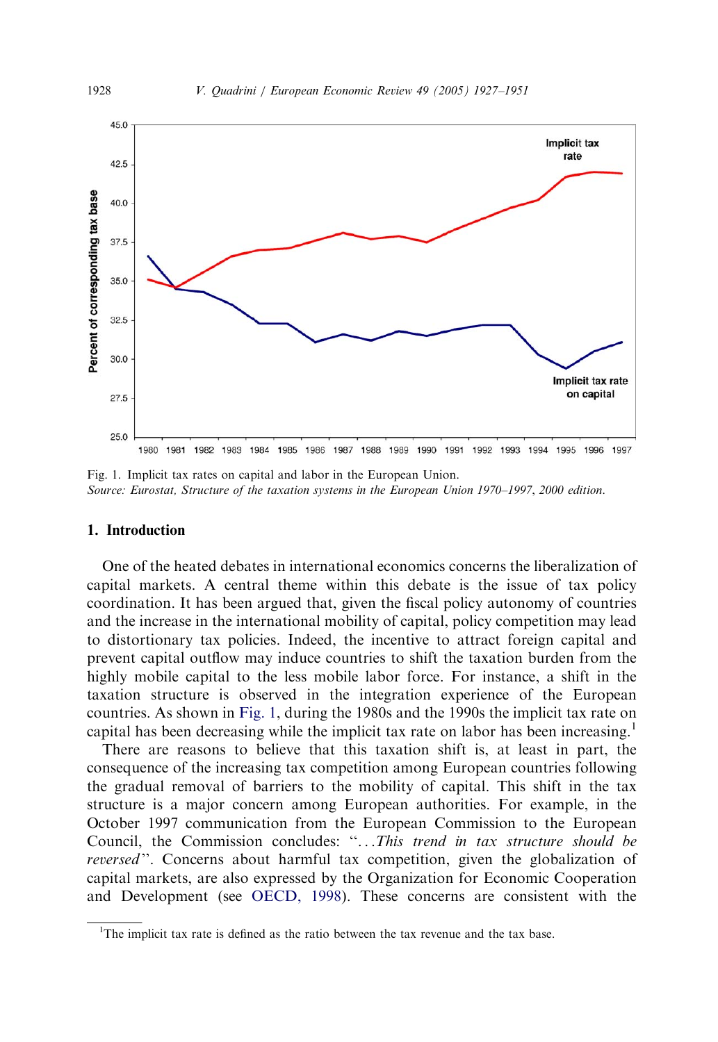Fig. 1. Implicit tax rates on capital and labor in the European Union.
*Source: Eurostat, Structure of the taxation systems in the European Union 1970–1997, 2000 edition.*

## 1. Introduction

One of the heated debates in international economics concerns the liberalization of capital markets. A central theme within this debate is the issue of tax policy coordination. It has been argued that, given the fiscal policy autonomy of countries and the increase in the international mobility of capital, policy competition may lead to distortionary tax policies. Indeed, the incentive to attract foreign capital and prevent capital outflow may induce countries to shift the taxation burden from the highly mobile capital to the less mobile labor force. For instance, a shift in the taxation structure is observed in the integration experience of the European countries. As shown in Fig. 1, during the 1980s and the 1990s the implicit tax rate on capital has been decreasing while the implicit tax rate on labor has been increasing.[1]

There are reasons to believe that this taxation shift is, at least in part, the consequence of the increasing tax competition among European countries following the gradual removal of barriers to the mobility of capital. This shift in the tax structure is a major concern among European authorities. For example, in the October 1997 communication from the European Commission to the European Council, the Commission concludes: "...*This trend in tax structure should be reversed*". Concerns about harmful tax competition, given the globalization of capital markets, are also expressed by the Organization for Economic Cooperation and Development (see OECD, 1998). These concerns are consistent with the

[1] The implicit tax rate is defined as the ratio between the tax revenue and the tax base.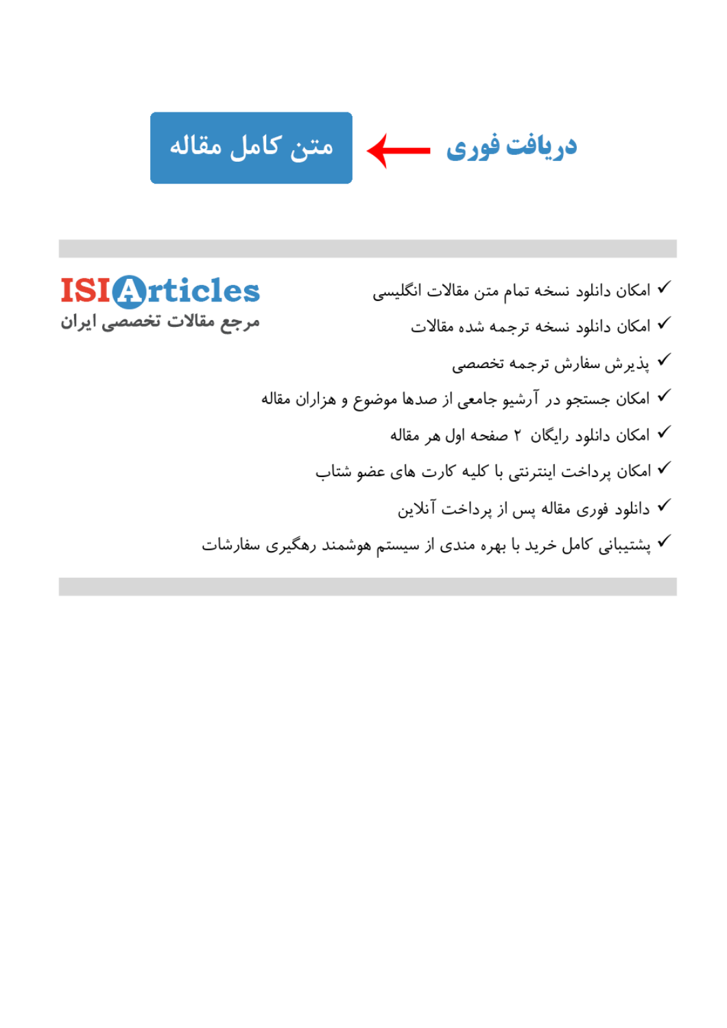**متن کامل مقاله** ← **دریافت فوری**

**ISIArticles**
مرجع مقالات تخصصی ایران

- ✓ امکان دانلود نسخه تمام متن مقالات انگلیسی
- ✓ امکان دانلود نسخه ترجمه شده مقالات
- ✓ پذیرش سفارش ترجمه تخصصی
- ✓ امکان جستجو در آرشیو جامعی از صدها موضوع و هزاران مقاله
- ✓ امکان دانلود رایگان ۲ صفحه اول هر مقاله
- ✓ امکان پرداخت اینترنتی با کلیه کارت های عضو شتاب
- ✓ دانلود فوری مقاله پس از پرداخت آنلاین
- ✓ پشتیبانی کامل خرید با بهره مندی از سیستم هوشمند رهگیری سفارشات